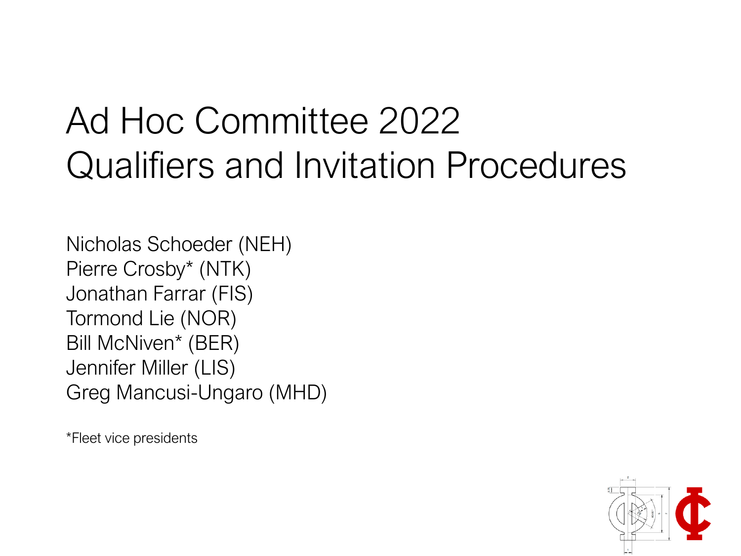# Ad Hoc Committee 2022 Qualifiers and Invitation Procedures

Nicholas Schoeder (NEH)
Pierre Crosby* (NTK)
Jonathan Farrar (FIS)
Tormond Lie (NOR)
Bill McNiven* (BER)
Jennifer Miller (LIS)
Greg Mancusi-Ungaro (MHD)

*Fleet vice presidents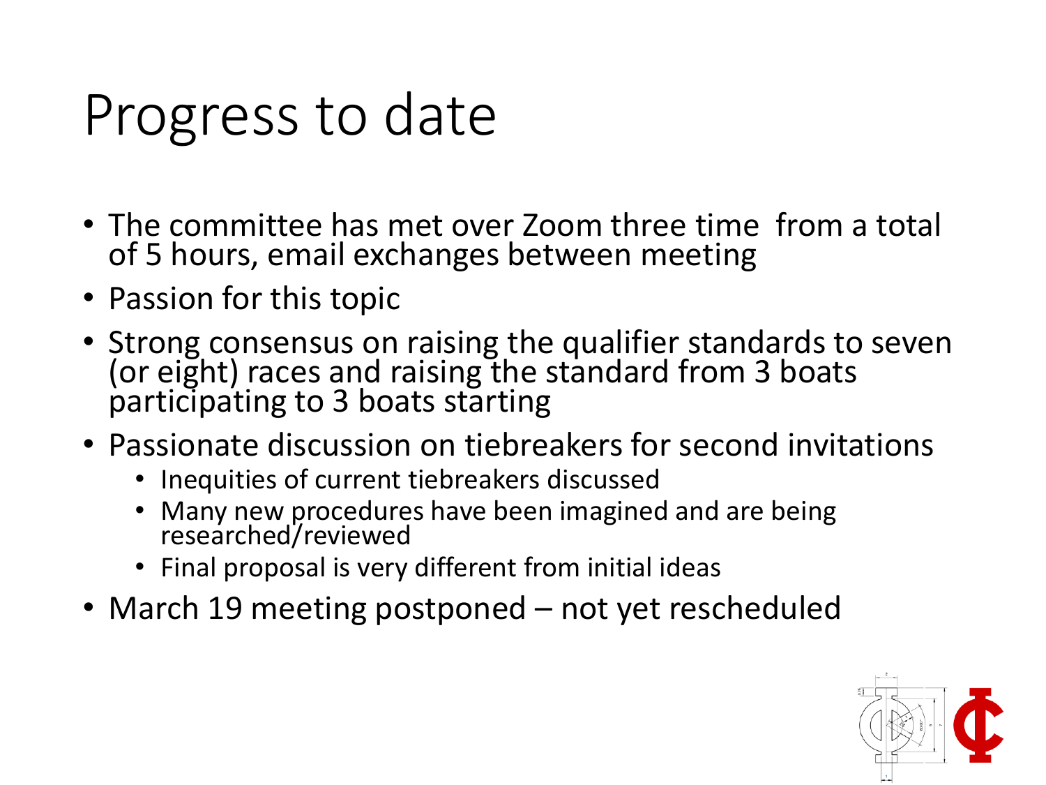# Progress to date

- The committee has met over Zoom three time  from a total of 5 hours, email exchanges between meeting
- Passion for this topic
- Strong consensus on raising the qualifier standards to seven (or eight) races and raising the standard from 3 boats participating to 3 boats starting
- Passionate discussion on tiebreakers for second invitations
  - Inequities of current tiebreakers discussed
  - Many new procedures have been imagined and are being researched/reviewed
  - Final proposal is very different from initial ideas
- March 19 meeting postponed – not yet rescheduled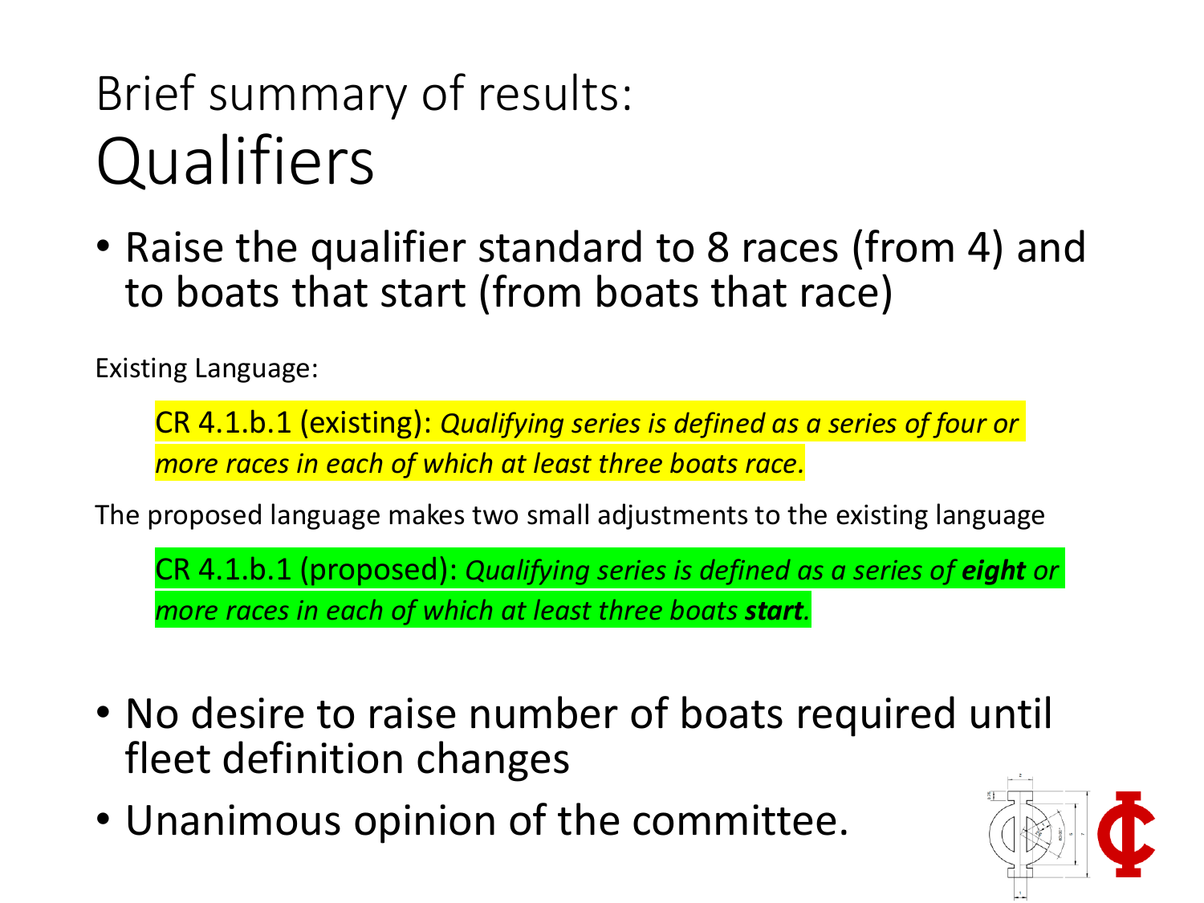# Brief summary of results: Qualifiers

- Raise the qualifier standard to 8 races (from 4) and to boats that start (from boats that race)

Existing Language:

> CR 4.1.b.1 (existing): *Qualifying series is defined as a series of four or more races in each of which at least three boats race.*

The proposed language makes two small adjustments to the existing language

> CR 4.1.b.1 (proposed): *Qualifying series is defined as a series of **eight** or more races in each of which at least three boats **start**.*

- No desire to raise number of boats required until fleet definition changes
- Unanimous opinion of the committee.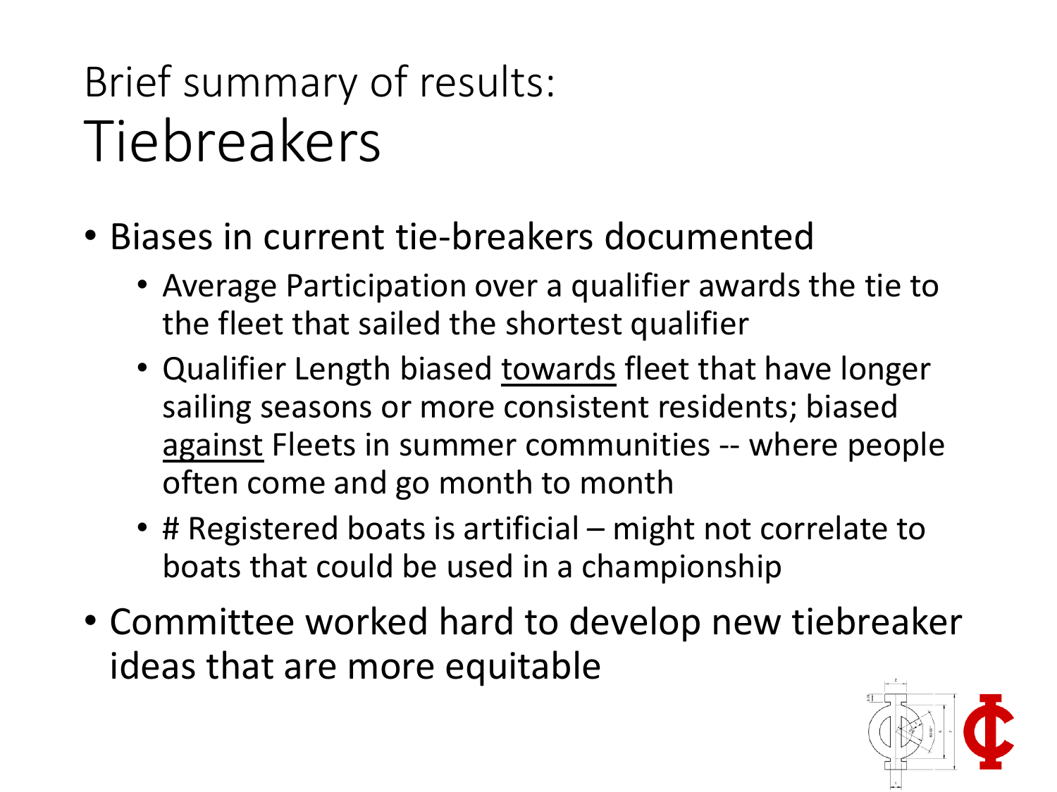# Brief summary of results: Tiebreakers

- Biases in current tie-breakers documented
  - Average Participation over a qualifier awards the tie to the fleet that sailed the shortest qualifier
  - Qualifier Length biased <u>towards</u> fleet that have longer sailing seasons or more consistent residents; biased <u>against</u> Fleets in summer communities -- where people often come and go month to month
  - # Registered boats is artificial – might not correlate to boats that could be used in a championship
- Committee worked hard to develop new tiebreaker ideas that are more equitable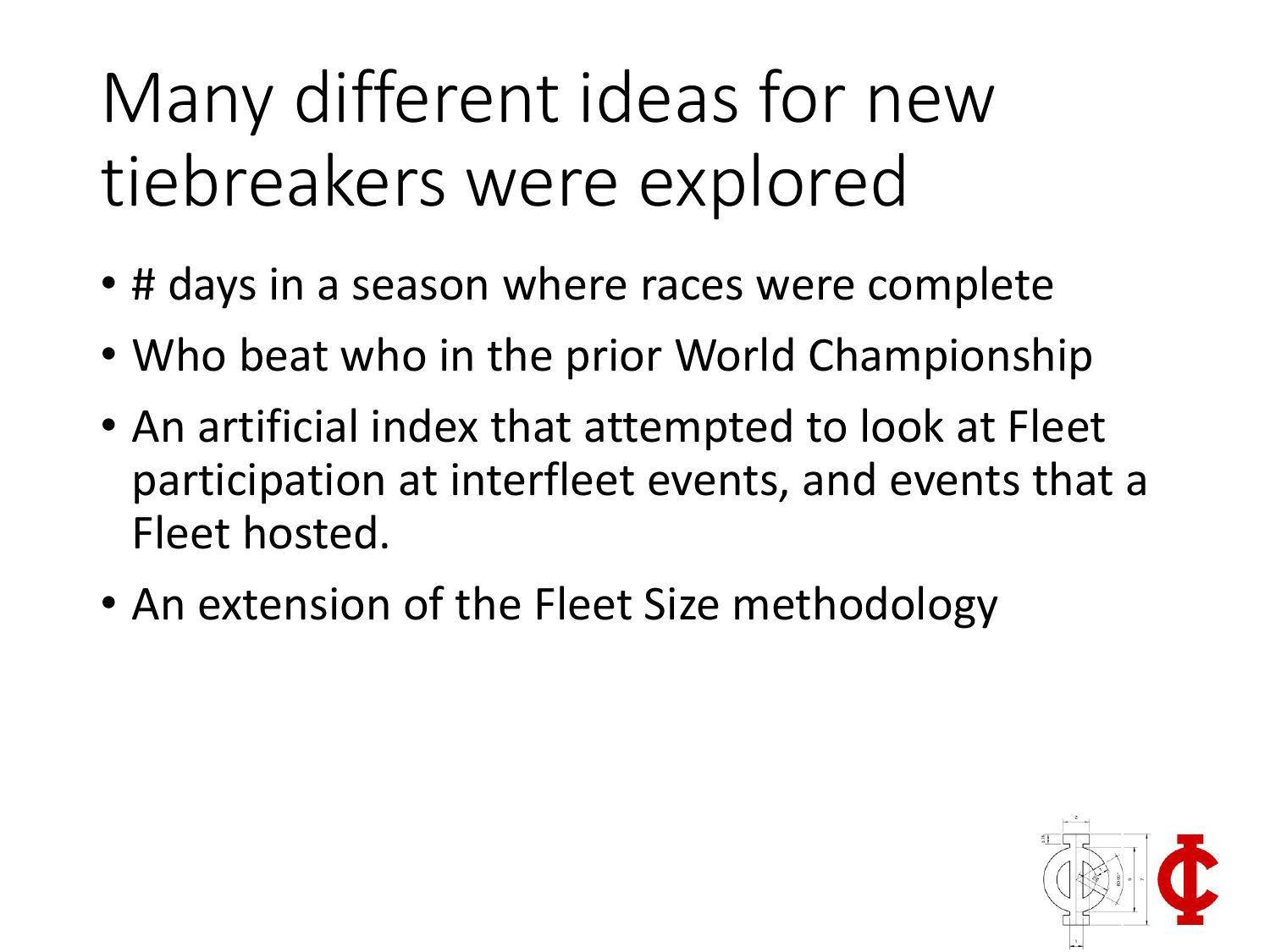# Many different ideas for new tiebreakers were explored

- # days in a season where races were complete
- Who beat who in the prior World Championship
- An artificial index that attempted to look at Fleet participation at interfleet events, and events that a Fleet hosted.
- An extension of the Fleet Size methodology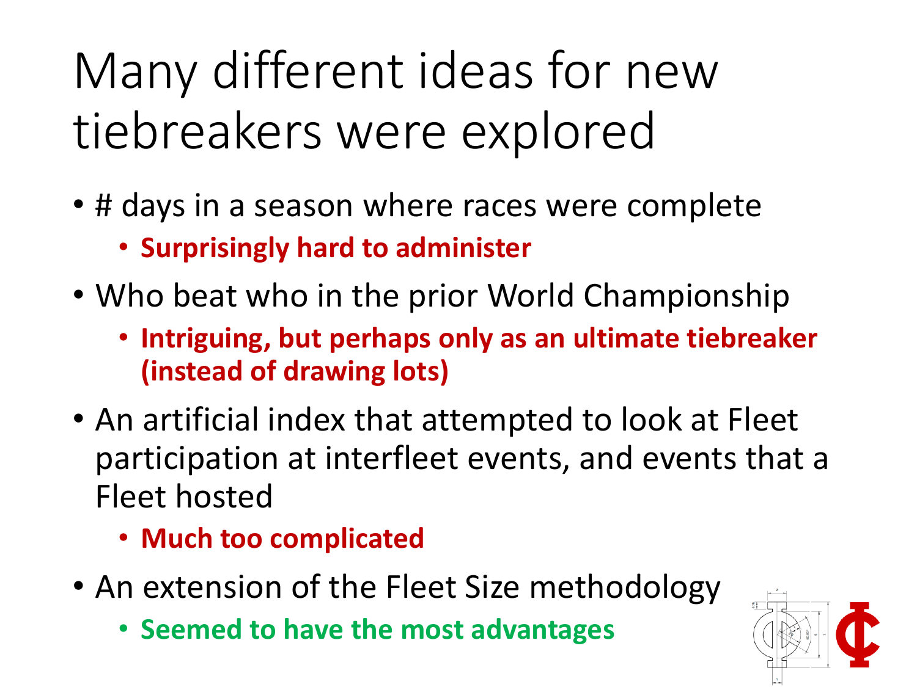# Many different ideas for new tiebreakers were explored

- # days in a season where races were complete
  - **Surprisingly hard to administer**
- Who beat who in the prior World Championship
  - **Intriguing, but perhaps only as an ultimate tiebreaker (instead of drawing lots)**
- An artificial index that attempted to look at Fleet participation at interfleet events, and events that a Fleet hosted
  - **Much too complicated**
- An extension of the Fleet Size methodology
  - **Seemed to have the most advantages**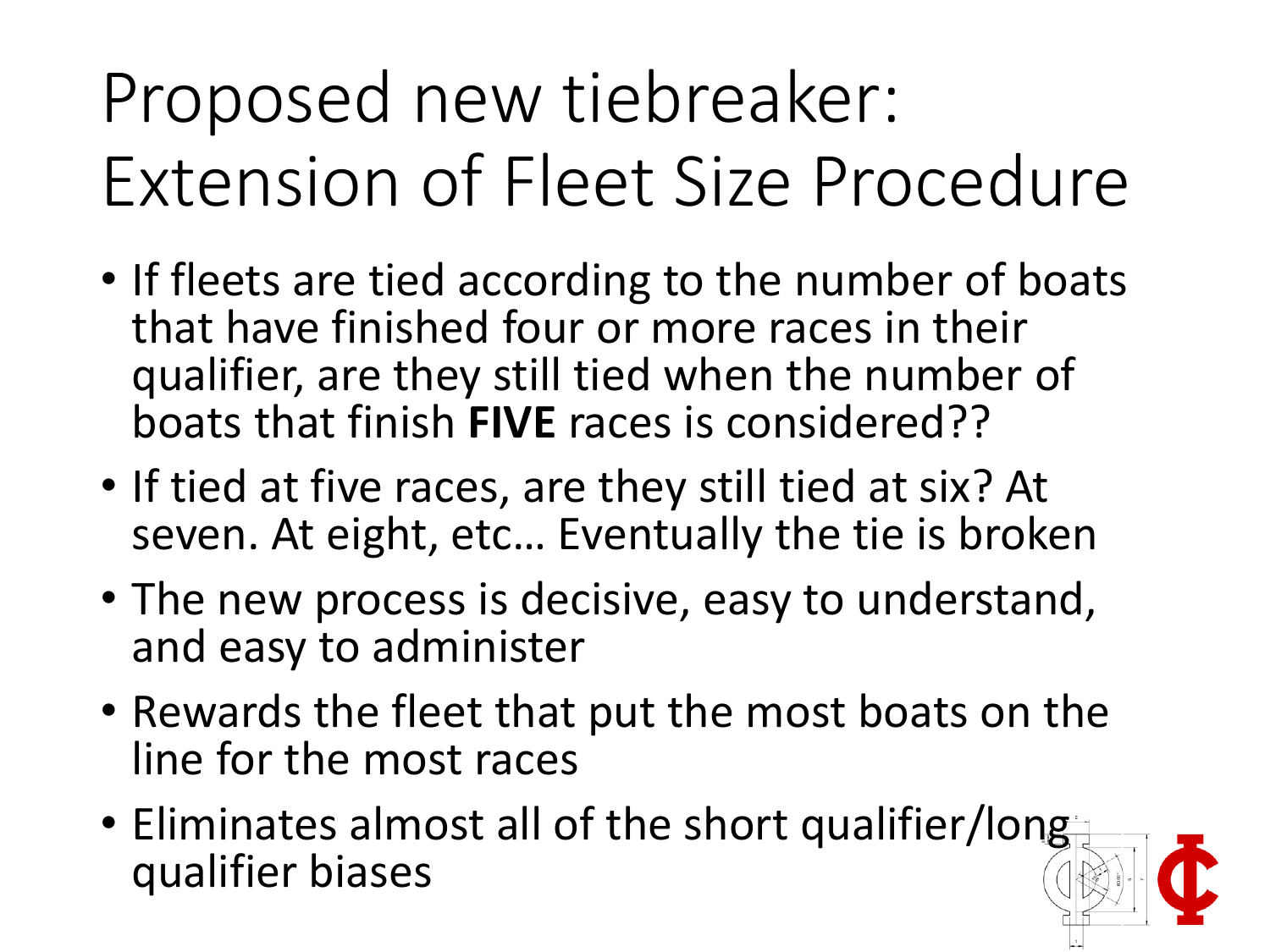# Proposed new tiebreaker: Extension of Fleet Size Procedure

- If fleets are tied according to the number of boats that have finished four or more races in their qualifier, are they still tied when the number of boats that finish **FIVE** races is considered??
- If tied at five races, are they still tied at six? At seven. At eight, etc… Eventually the tie is broken
- The new process is decisive, easy to understand, and easy to administer
- Rewards the fleet that put the most boats on the line for the most races
- Eliminates almost all of the short qualifier/long qualifier biases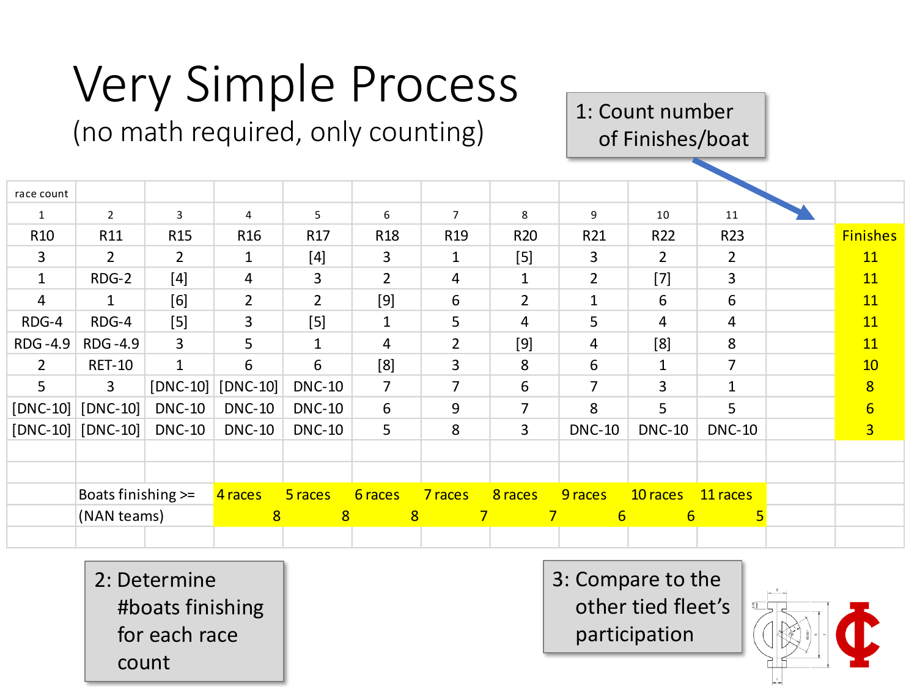# Very Simple Process

(no math required, only counting)

1: Count number of Finishes/boat

| race count | | | | | | | | | | | | |
|---|---|---|---|---|---|---|---|---|---|---|---|---|
| 1 | 2 | 3 | 4 | 5 | 6 | 7 | 8 | 9 | 10 | 11 | | |
| R10 | R11 | R15 | R16 | R17 | R18 | R19 | R20 | R21 | R22 | R23 | | Finishes |
| 3 | 2 | 2 | 1 | [4] | 3 | 1 | [5] | 3 | 2 | 2 | | 11 |
| 1 | RDG-2 | [4] | 4 | 3 | 2 | 4 | 1 | 2 | [7] | 3 | | 11 |
| 4 | 1 | [6] | 2 | 2 | [9] | 6 | 2 | 1 | 6 | 6 | | 11 |
| RDG-4 | RDG-4 | [5] | 3 | [5] | 1 | 5 | 4 | 5 | 4 | 4 | | 11 |
| RDG -4.9 | RDG -4.9 | 3 | 5 | 1 | 4 | 2 | [9] | 4 | [8] | 8 | | 11 |
| 2 | RET-10 | 1 | 6 | 6 | [8] | 3 | 8 | 6 | 1 | 7 | | 10 |
| 5 | 3 | [DNC-10] | [DNC-10] | DNC-10 | 7 | 7 | 6 | 7 | 3 | 1 | | 8 |
| [DNC-10] | [DNC-10] | DNC-10 | DNC-10 | DNC-10 | 6 | 9 | 7 | 8 | 5 | 5 | | 6 |
| [DNC-10] | [DNC-10] | DNC-10 | DNC-10 | DNC-10 | 5 | 8 | 3 | DNC-10 | DNC-10 | DNC-10 | | 3 |
| | | | | | | | | | | | | |
| | | | | | | | | | | | | |
| | Boats finishing >= | | 4 races | 5 races | 6 races | 7 races | 8 races | 9 races | 10 races | 11 races | | |
| | (NAN teams) | | 8 | 8 | 8 | 7 | 7 | 6 | 6 | 5 | | |

2: Determine #boats finishing for each race count

3: Compare to the other tied fleet's participation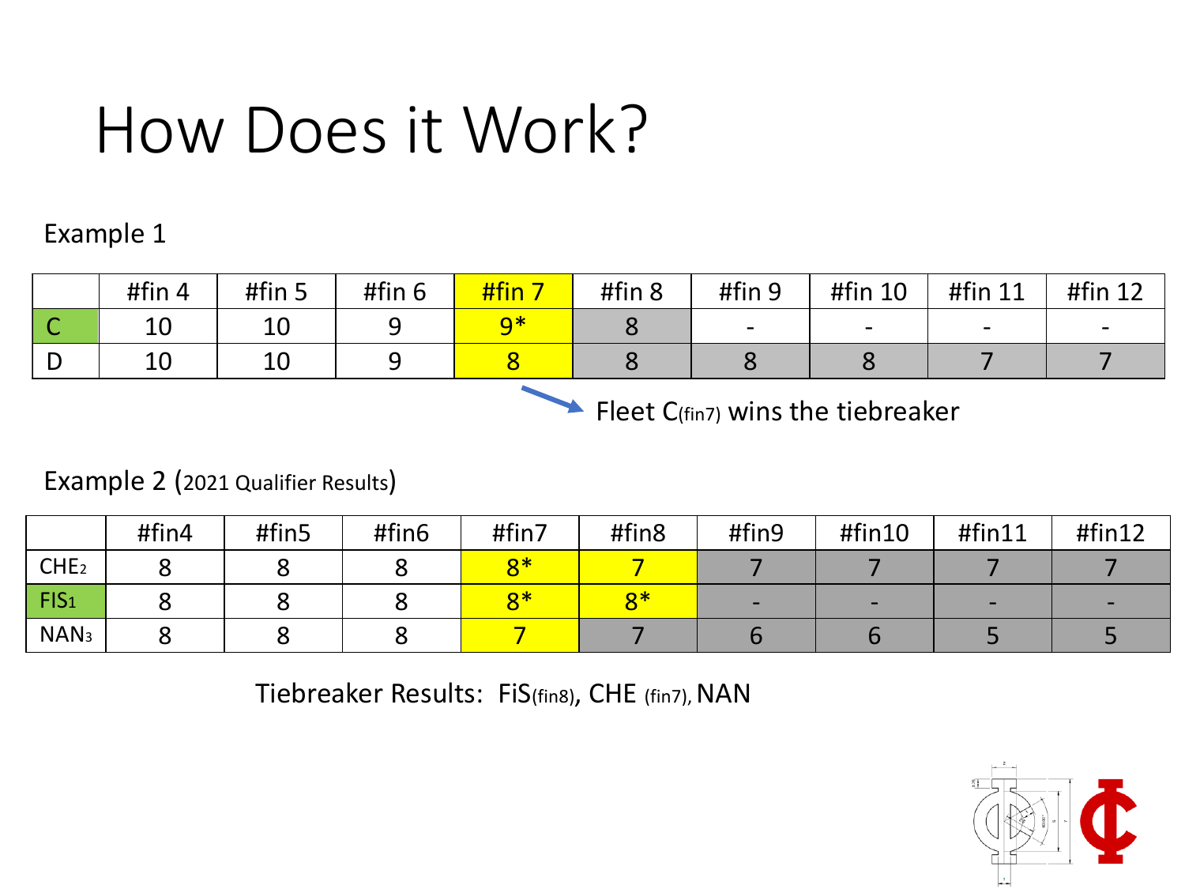# How Does it Work?

Example 1

| | #fin 4 | #fin 5 | #fin 6 | #fin 7 | #fin 8 | #fin 9 | #fin 10 | #fin 11 | #fin 12 |
|---|---|---|---|---|---|---|---|---|---|
| C | 10 | 10 | 9 | 9* | 8 | - | - | - | - |
| D | 10 | 10 | 9 | 8 | 8 | 8 | 8 | 7 | 7 |

Fleet $C_{(fin7)}$ wins the tiebreaker

Example 2 (2021 Qualifier Results)

| | #fin4 | #fin5 | #fin6 | #fin7 | #fin8 | #fin9 | #fin10 | #fin11 | #fin12 |
|---|---|---|---|---|---|---|---|---|---|
| $CHE_2$ | 8 | 8 | 8 | 8* | 7 | 7 | 7 | 7 | 7 |
| $FIS_1$ | 8 | 8 | 8 | 8* | 8* | - | - | - | - |
| $NAN_3$ | 8 | 8 | 8 | 7 | 7 | 6 | 6 | 5 | 5 |

Tiebreaker Results: $FiS_{(fin8)}$, CHE $_{(fin7)}$, NAN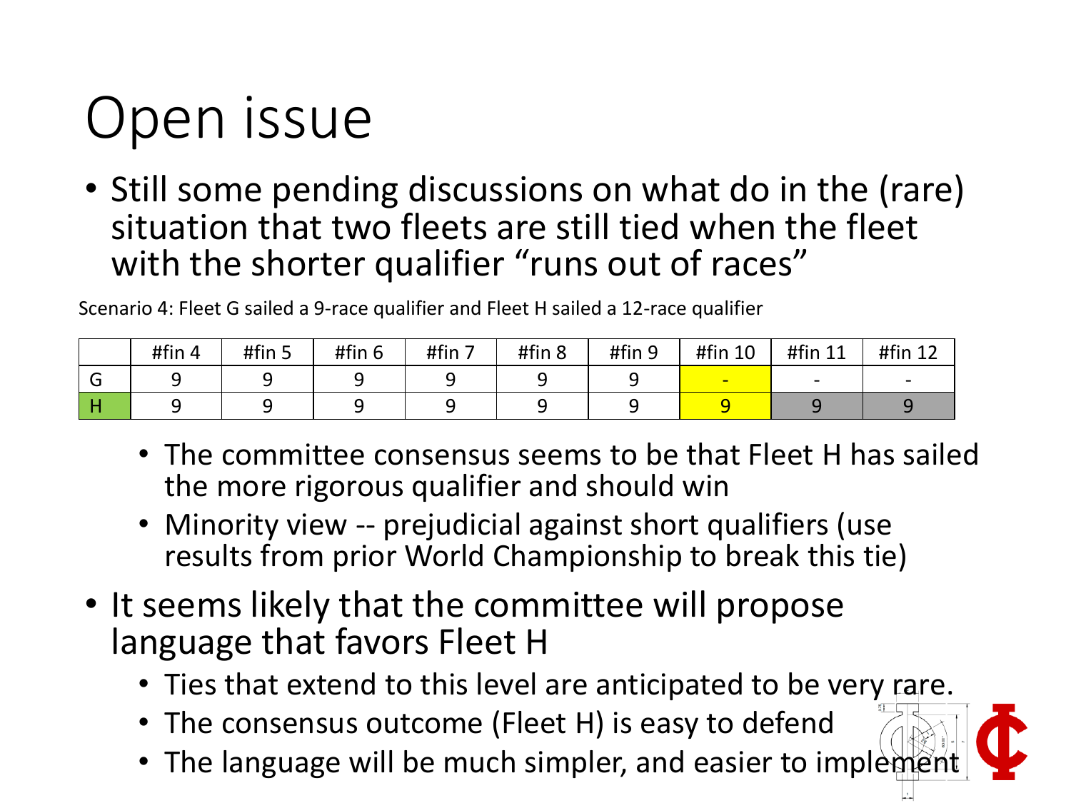# Open issue

- Still some pending discussions on what do in the (rare) situation that two fleets are still tied when the fleet with the shorter qualifier "runs out of races"

Scenario 4: Fleet G sailed a 9-race qualifier and Fleet H sailed a 12-race qualifier

| | #fin 4 | #fin 5 | #fin 6 | #fin 7 | #fin 8 | #fin 9 | #fin 10 | #fin 11 | #fin 12 |
|---|---|---|---|---|---|---|---|---|---|
| G | 9 | 9 | 9 | 9 | 9 | 9 | - | - | - |
| H | 9 | 9 | 9 | 9 | 9 | 9 | 9 | 9 | 9 |

  - The committee consensus seems to be that Fleet H has sailed the more rigorous qualifier and should win
  - Minority view -- prejudicial against short qualifiers (use results from prior World Championship to break this tie)

- It seems likely that the committee will propose language that favors Fleet H
  - Ties that extend to this level are anticipated to be very rare.
  - The consensus outcome (Fleet H) is easy to defend
  - The language will be much simpler, and easier to implement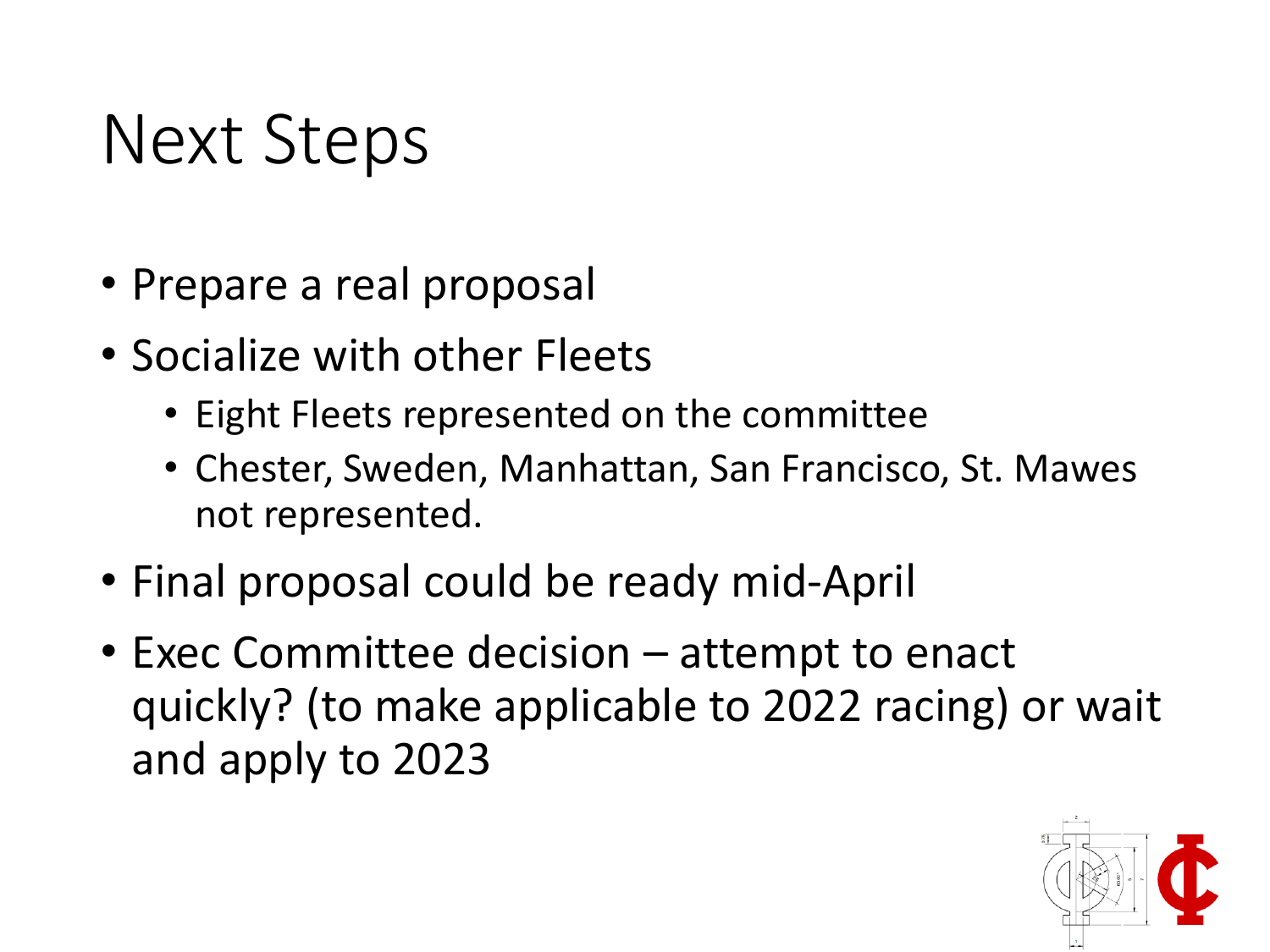# Next Steps

- Prepare a real proposal
- Socialize with other Fleets
  - Eight Fleets represented on the committee
  - Chester, Sweden, Manhattan, San Francisco, St. Mawes not represented.
- Final proposal could be ready mid-April
- Exec Committee decision – attempt to enact quickly? (to make applicable to 2022 racing) or wait and apply to 2023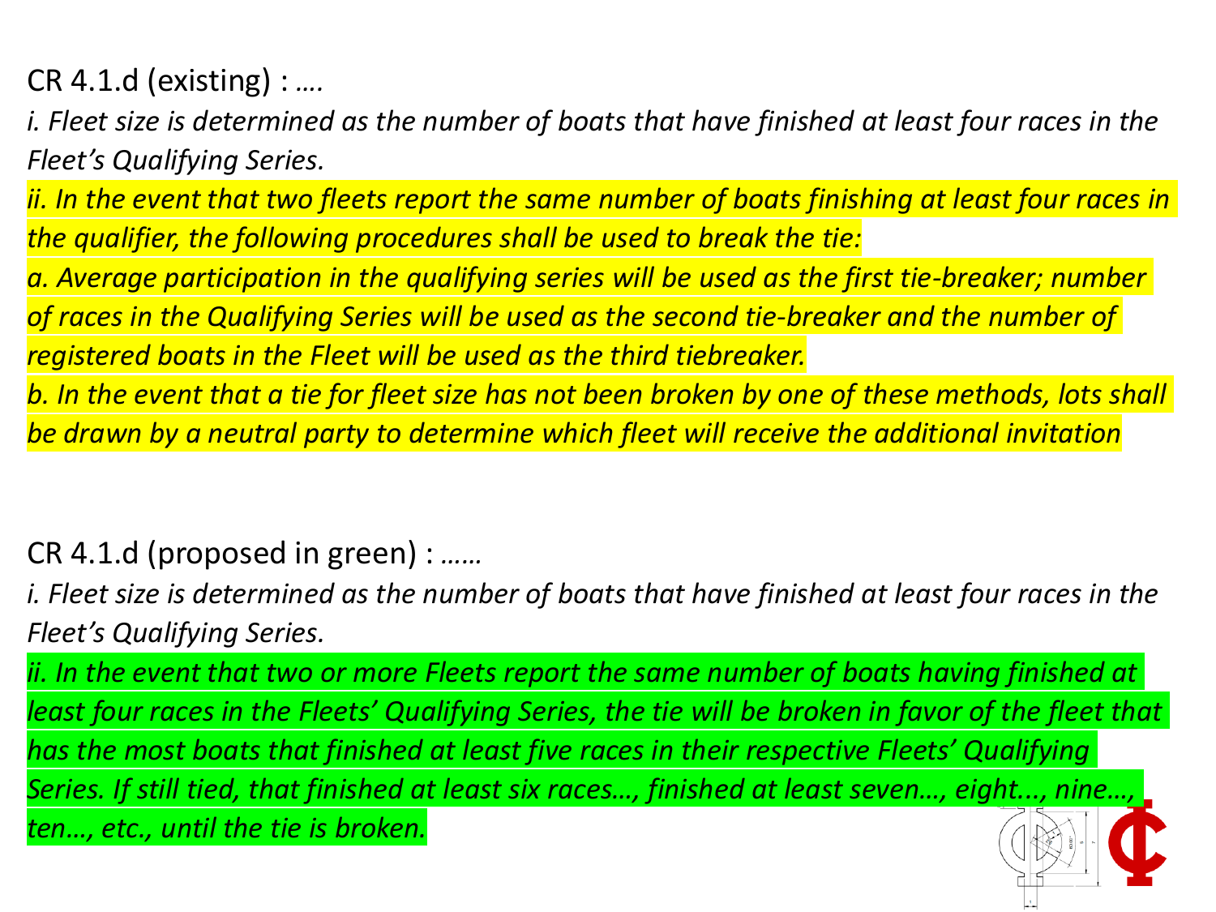CR 4.1.d (existing) : *….*

*i. Fleet size is determined as the number of boats that have finished at least four races in the Fleet's Qualifying Series.*

*ii. In the event that two fleets report the same number of boats finishing at least four races in the qualifier, the following procedures shall be used to break the tie:*

*a. Average participation in the qualifying series will be used as the first tie-breaker; number of races in the Qualifying Series will be used as the second tie-breaker and the number of registered boats in the Fleet will be used as the third tiebreaker.*

*b. In the event that a tie for fleet size has not been broken by one of these methods, lots shall be drawn by a neutral party to determine which fleet will receive the additional invitation*

CR 4.1.d (proposed in green) : *……*

*i. Fleet size is determined as the number of boats that have finished at least four races in the Fleet's Qualifying Series.*

*ii. In the event that two or more Fleets report the same number of boats having finished at least four races in the Fleets' Qualifying Series, the tie will be broken in favor of the fleet that has the most boats that finished at least five races in their respective Fleets' Qualifying Series. If still tied, that finished at least six races…, finished at least seven…, eight..., nine…, ten…, etc., until the tie is broken.*